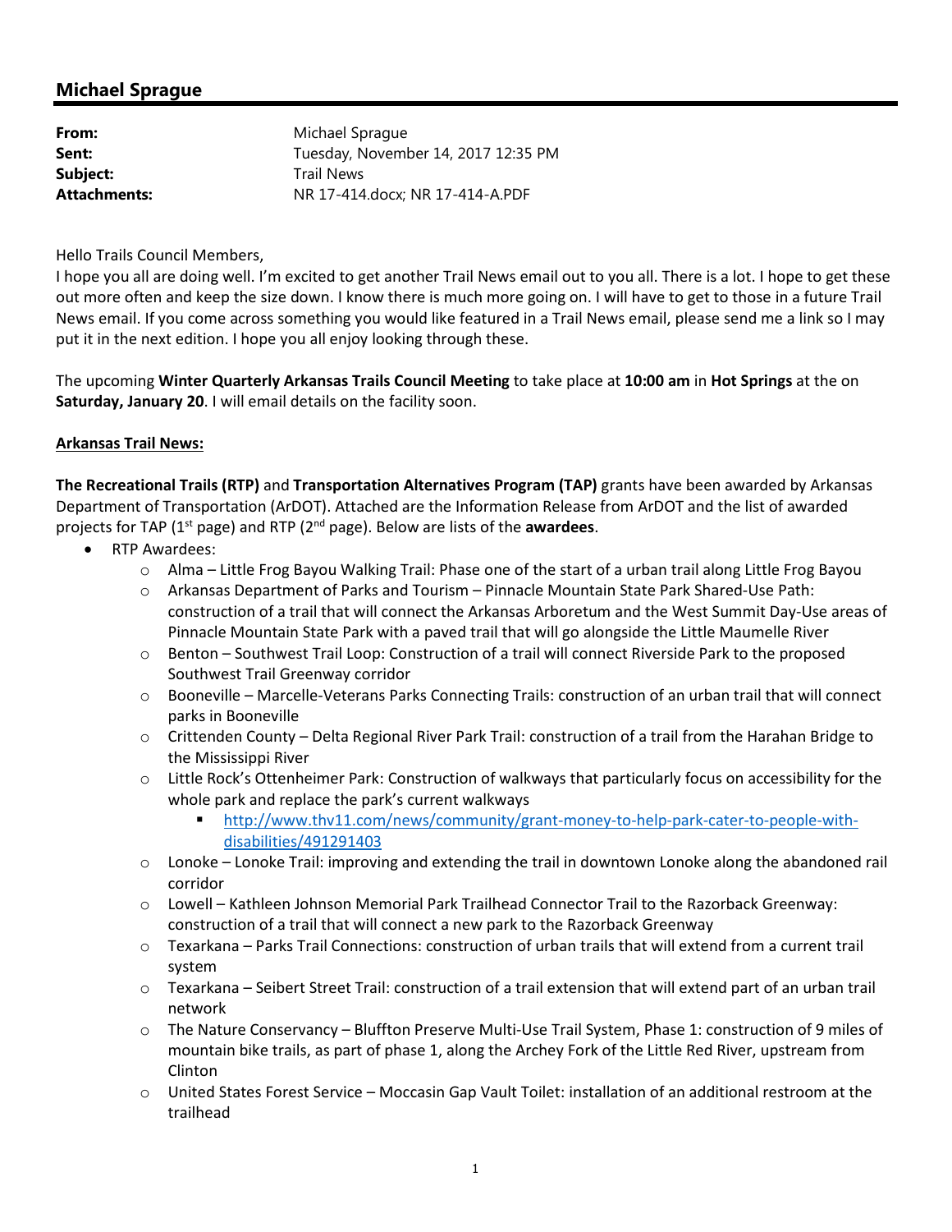## Michael Sprague

**From:** Michael Sprague
**Sent:** Tuesday, November 14, 2017 12:35 PM
**Subject:** Trail News
**Attachments:** NR 17-414.docx; NR 17-414-A.PDF

Hello Trails Council Members,

I hope you all are doing well. I'm excited to get another Trail News email out to you all. There is a lot. I hope to get these out more often and keep the size down. I know there is much more going on. I will have to get to those in a future Trail News email. If you come across something you would like featured in a Trail News email, please send me a link so I may put it in the next edition. I hope you all enjoy looking through these.

The upcoming **Winter Quarterly Arkansas Trails Council Meeting** to take place at **10:00 am** in **Hot Springs** at the on **Saturday, January 20**. I will email details on the facility soon.

**Arkansas Trail News:**

**The Recreational Trails (RTP)** and **Transportation Alternatives Program (TAP)** grants have been awarded by Arkansas Department of Transportation (ArDOT). Attached are the Information Release from ArDOT and the list of awarded projects for TAP (1st page) and RTP (2nd page). Below are lists of the **awardees**.

- RTP Awardees:
  - Alma – Little Frog Bayou Walking Trail: Phase one of the start of a urban trail along Little Frog Bayou
  - Arkansas Department of Parks and Tourism – Pinnacle Mountain State Park Shared-Use Path: construction of a trail that will connect the Arkansas Arboretum and the West Summit Day-Use areas of Pinnacle Mountain State Park with a paved trail that will go alongside the Little Maumelle River
  - Benton – Southwest Trail Loop: Construction of a trail will connect Riverside Park to the proposed Southwest Trail Greenway corridor
  - Booneville – Marcelle-Veterans Parks Connecting Trails: construction of an urban trail that will connect parks in Booneville
  - Crittenden County – Delta Regional River Park Trail: construction of a trail from the Harahan Bridge to the Mississippi River
  - Little Rock's Ottenheimer Park: Construction of walkways that particularly focus on accessibility for the whole park and replace the park's current walkways
    - http://www.thv11.com/news/community/grant-money-to-help-park-cater-to-people-with-disabilities/491291403
  - Lonoke – Lonoke Trail: improving and extending the trail in downtown Lonoke along the abandoned rail corridor
  - Lowell – Kathleen Johnson Memorial Park Trailhead Connector Trail to the Razorback Greenway: construction of a trail that will connect a new park to the Razorback Greenway
  - Texarkana – Parks Trail Connections: construction of urban trails that will extend from a current trail system
  - Texarkana – Seibert Street Trail: construction of a trail extension that will extend part of an urban trail network
  - The Nature Conservancy – Bluffton Preserve Multi-Use Trail System, Phase 1: construction of 9 miles of mountain bike trails, as part of phase 1, along the Archey Fork of the Little Red River, upstream from Clinton
  - United States Forest Service – Moccasin Gap Vault Toilet: installation of an additional restroom at the trailhead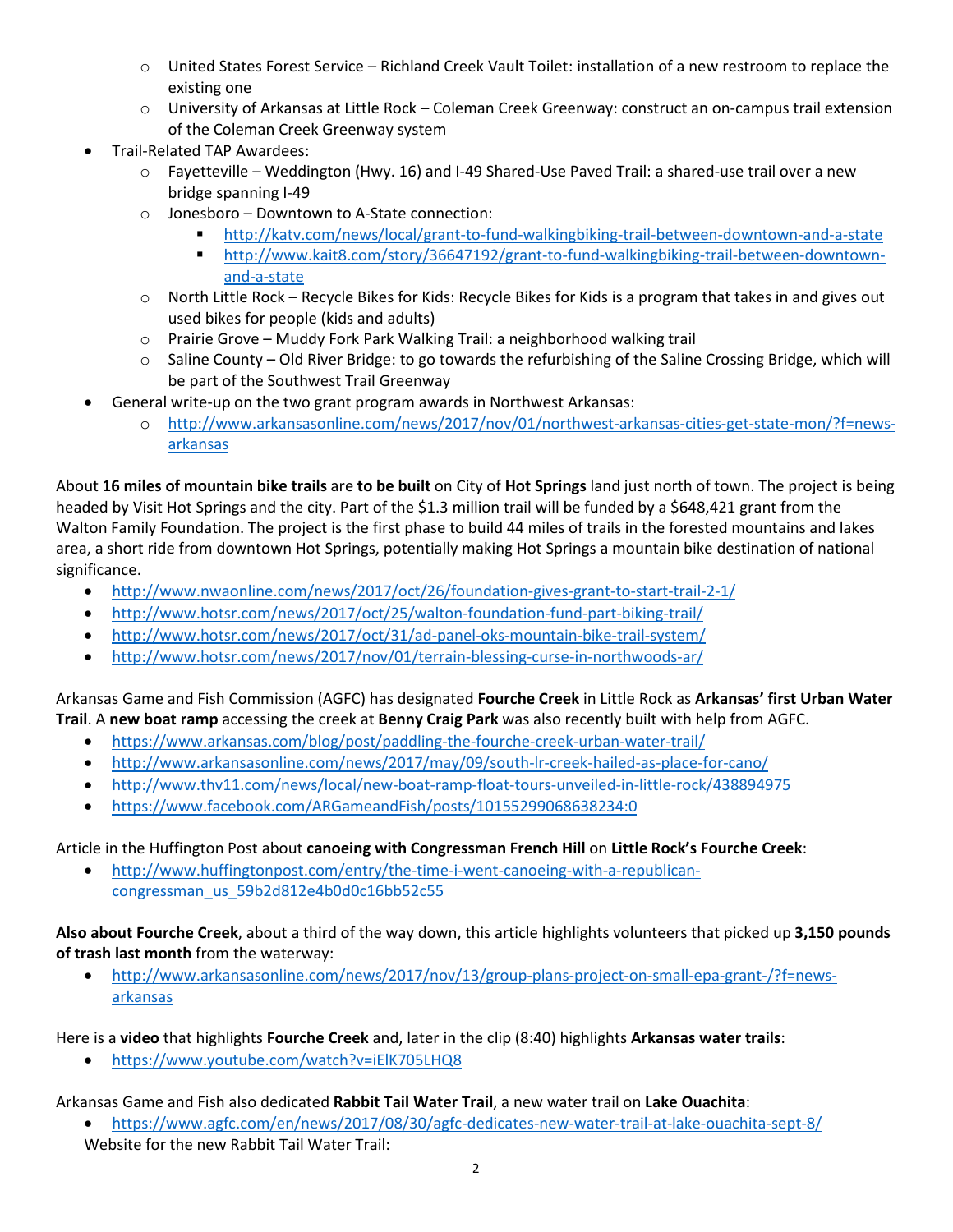- United States Forest Service – Richland Creek Vault Toilet: installation of a new restroom to replace the existing one
  - University of Arkansas at Little Rock – Coleman Creek Greenway: construct an on-campus trail extension of the Coleman Creek Greenway system
- Trail-Related TAP Awardees:
  - Fayetteville – Weddington (Hwy. 16) and I-49 Shared-Use Paved Trail: a shared-use trail over a new bridge spanning I-49
  - Jonesboro – Downtown to A-State connection:
    - http://katv.com/news/local/grant-to-fund-walkingbiking-trail-between-downtown-and-a-state
    - http://www.kait8.com/story/36647192/grant-to-fund-walkingbiking-trail-between-downtown-and-a-state
  - North Little Rock – Recycle Bikes for Kids: Recycle Bikes for Kids is a program that takes in and gives out used bikes for people (kids and adults)
  - Prairie Grove – Muddy Fork Park Walking Trail: a neighborhood walking trail
  - Saline County – Old River Bridge: to go towards the refurbishing of the Saline Crossing Bridge, which will be part of the Southwest Trail Greenway
- General write-up on the two grant program awards in Northwest Arkansas:
  - http://www.arkansasonline.com/news/2017/nov/01/northwest-arkansas-cities-get-state-mon/?f=news-arkansas

About **16 miles of mountain bike trails** are **to be built** on City of **Hot Springs** land just north of town. The project is being headed by Visit Hot Springs and the city. Part of the $1.3 million trail will be funded by a $648,421 grant from the Walton Family Foundation. The project is the first phase to build 44 miles of trails in the forested mountains and lakes area, a short ride from downtown Hot Springs, potentially making Hot Springs a mountain bike destination of national significance.

- http://www.nwaonline.com/news/2017/oct/26/foundation-gives-grant-to-start-trail-2-1/
- http://www.hotsr.com/news/2017/oct/25/walton-foundation-fund-part-biking-trail/
- http://www.hotsr.com/news/2017/oct/31/ad-panel-oks-mountain-bike-trail-system/
- http://www.hotsr.com/news/2017/nov/01/terrain-blessing-curse-in-northwoods-ar/

Arkansas Game and Fish Commission (AGFC) has designated **Fourche Creek** in Little Rock as **Arkansas' first Urban Water Trail**. A **new boat ramp** accessing the creek at **Benny Craig Park** was also recently built with help from AGFC.

- https://www.arkansas.com/blog/post/paddling-the-fourche-creek-urban-water-trail/
- http://www.arkansasonline.com/news/2017/may/09/south-lr-creek-hailed-as-place-for-cano/
- http://www.thv11.com/news/local/new-boat-ramp-float-tours-unveiled-in-little-rock/438894975
- https://www.facebook.com/ARGameandFish/posts/10155299068638234:0

Article in the Huffington Post about **canoeing with Congressman French Hill** on **Little Rock's Fourche Creek**:

- http://www.huffingtonpost.com/entry/the-time-i-went-canoeing-with-a-republican-congressman_us_59b2d812e4b0d0c16bb52c55

**Also about Fourche Creek**, about a third of the way down, this article highlights volunteers that picked up **3,150 pounds of trash last month** from the waterway:

- http://www.arkansasonline.com/news/2017/nov/13/group-plans-project-on-small-epa-grant-/?f=news-arkansas

Here is a **video** that highlights **Fourche Creek** and, later in the clip (8:40) highlights **Arkansas water trails**:

- https://www.youtube.com/watch?v=iElK705LHQ8

Arkansas Game and Fish also dedicated **Rabbit Tail Water Trail**, a new water trail on **Lake Ouachita**:

- https://www.agfc.com/en/news/2017/08/30/agfc-dedicates-new-water-trail-at-lake-ouachita-sept-8/

Website for the new Rabbit Tail Water Trail: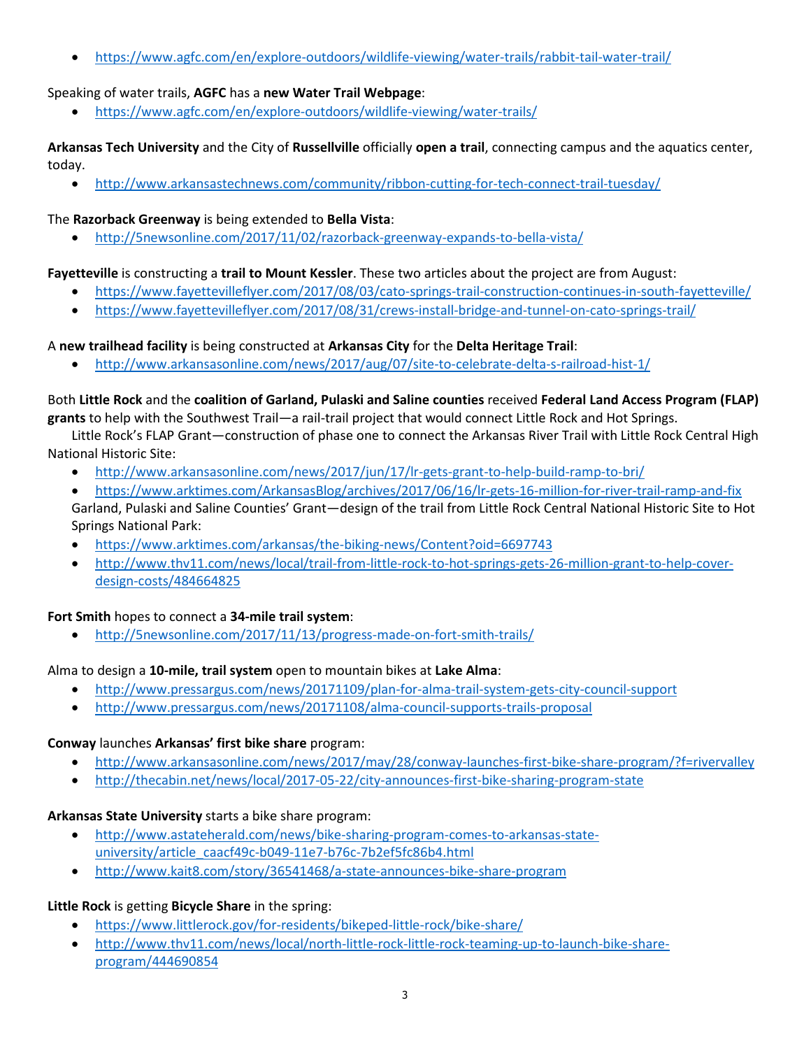- https://www.agfc.com/en/explore-outdoors/wildlife-viewing/water-trails/rabbit-tail-water-trail/

Speaking of water trails, **AGFC** has a **new Water Trail Webpage**:

- https://www.agfc.com/en/explore-outdoors/wildlife-viewing/water-trails/

**Arkansas Tech University** and the City of **Russellville** officially **open a trail**, connecting campus and the aquatics center, today.

- http://www.arkansastechnews.com/community/ribbon-cutting-for-tech-connect-trail-tuesday/

The **Razorback Greenway** is being extended to **Bella Vista**:

- http://5newsonline.com/2017/11/02/razorback-greenway-expands-to-bella-vista/

**Fayetteville** is constructing a **trail to Mount Kessler**. These two articles about the project are from August:

- https://www.fayettevilleflyer.com/2017/08/03/cato-springs-trail-construction-continues-in-south-fayetteville/
- https://www.fayettevilleflyer.com/2017/08/31/crews-install-bridge-and-tunnel-on-cato-springs-trail/

A **new trailhead facility** is being constructed at **Arkansas City** for the **Delta Heritage Trail**:

- http://www.arkansasonline.com/news/2017/aug/07/site-to-celebrate-delta-s-railroad-hist-1/

Both **Little Rock** and the **coalition of Garland, Pulaski and Saline counties** received **Federal Land Access Program (FLAP) grants** to help with the Southwest Trail—a rail-trail project that would connect Little Rock and Hot Springs.

Little Rock's FLAP Grant—construction of phase one to connect the Arkansas River Trail with Little Rock Central High National Historic Site:

- http://www.arkansasonline.com/news/2017/jun/17/lr-gets-grant-to-help-build-ramp-to-bri/
- https://www.arktimes.com/ArkansasBlog/archives/2017/06/16/lr-gets-16-million-for-river-trail-ramp-and-fix

Garland, Pulaski and Saline Counties' Grant—design of the trail from Little Rock Central National Historic Site to Hot Springs National Park:

- https://www.arktimes.com/arkansas/the-biking-news/Content?oid=6697743
- http://www.thv11.com/news/local/trail-from-little-rock-to-hot-springs-gets-26-million-grant-to-help-cover-design-costs/484664825

**Fort Smith** hopes to connect a **34-mile trail system**:

- http://5newsonline.com/2017/11/13/progress-made-on-fort-smith-trails/

Alma to design a **10-mile, trail system** open to mountain bikes at **Lake Alma**:

- http://www.pressargus.com/news/20171109/plan-for-alma-trail-system-gets-city-council-support
- http://www.pressargus.com/news/20171108/alma-council-supports-trails-proposal

**Conway** launches **Arkansas' first bike share** program:

- http://www.arkansasonline.com/news/2017/may/28/conway-launches-first-bike-share-program/?f=rivervalley
- http://thecabin.net/news/local/2017-05-22/city-announces-first-bike-sharing-program-state

**Arkansas State University** starts a bike share program:

- http://www.astateherald.com/news/bike-sharing-program-comes-to-arkansas-state-university/article_caacf49c-b049-11e7-b76c-7b2ef5fc86b4.html
- http://www.kait8.com/story/36541468/a-state-announces-bike-share-program

**Little Rock** is getting **Bicycle Share** in the spring:

- https://www.littlerock.gov/for-residents/bikeped-little-rock/bike-share/
- http://www.thv11.com/news/local/north-little-rock-little-rock-teaming-up-to-launch-bike-share-program/444690854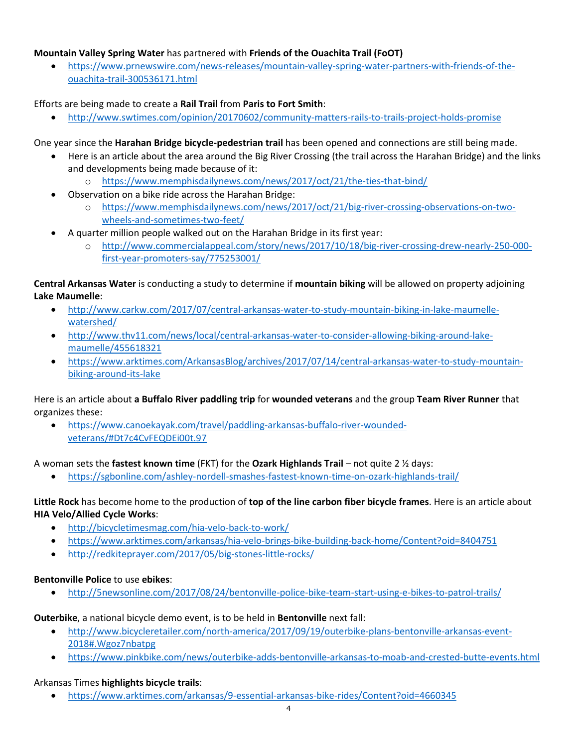**Mountain Valley Spring Water** has partnered with **Friends of the Ouachita Trail (FoOT)**

- https://www.prnewswire.com/news-releases/mountain-valley-spring-water-partners-with-friends-of-the-ouachita-trail-300536171.html

Efforts are being made to create a **Rail Trail** from **Paris to Fort Smith**:

- http://www.swtimes.com/opinion/20170602/community-matters-rails-to-trails-project-holds-promise

One year since the **Harahan Bridge bicycle-pedestrian trail** has been opened and connections are still being made.

- Here is an article about the area around the Big River Crossing (the trail across the Harahan Bridge) and the links and developments being made because of it:
  - https://www.memphisdailynews.com/news/2017/oct/21/the-ties-that-bind/
- Observation on a bike ride across the Harahan Bridge:
  - https://www.memphisdailynews.com/news/2017/oct/21/big-river-crossing-observations-on-two-wheels-and-sometimes-two-feet/
- A quarter million people walked out on the Harahan Bridge in its first year:
  - http://www.commercialappeal.com/story/news/2017/10/18/big-river-crossing-drew-nearly-250-000-first-year-promoters-say/775253001/

**Central Arkansas Water** is conducting a study to determine if **mountain biking** will be allowed on property adjoining **Lake Maumelle**:

- http://www.carkw.com/2017/07/central-arkansas-water-to-study-mountain-biking-in-lake-maumelle-watershed/
- http://www.thv11.com/news/local/central-arkansas-water-to-consider-allowing-biking-around-lake-maumelle/455618321
- https://www.arktimes.com/ArkansasBlog/archives/2017/07/14/central-arkansas-water-to-study-mountain-biking-around-its-lake

Here is an article about **a Buffalo River paddling trip** for **wounded veterans** and the group **Team River Runner** that organizes these:

- https://www.canoekayak.com/travel/paddling-arkansas-buffalo-river-wounded-veterans/#Dt7c4CvFEQDEi00t.97

A woman sets the **fastest known time** (FKT) for the **Ozark Highlands Trail** – not quite 2 ½ days:

- https://sgbonline.com/ashley-nordell-smashes-fastest-known-time-on-ozark-highlands-trail/

**Little Rock** has become home to the production of **top of the line carbon fiber bicycle frames**. Here is an article about **HIA Velo/Allied Cycle Works**:

- http://bicycletimesmag.com/hia-velo-back-to-work/
- https://www.arktimes.com/arkansas/hia-velo-brings-bike-building-back-home/Content?oid=8404751
- http://redkiteprayer.com/2017/05/big-stones-little-rocks/

**Bentonville Police** to use **ebikes**:

- http://5newsonline.com/2017/08/24/bentonville-police-bike-team-start-using-e-bikes-to-patrol-trails/

**Outerbike**, a national bicycle demo event, is to be held in **Bentonville** next fall:

- http://www.bicycleretailer.com/north-america/2017/09/19/outerbike-plans-bentonville-arkansas-event-2018#.Wgoz7nbatpg
- https://www.pinkbike.com/news/outerbike-adds-bentonville-arkansas-to-moab-and-crested-butte-events.html

Arkansas Times **highlights bicycle trails**:

- https://www.arktimes.com/arkansas/9-essential-arkansas-bike-rides/Content?oid=4660345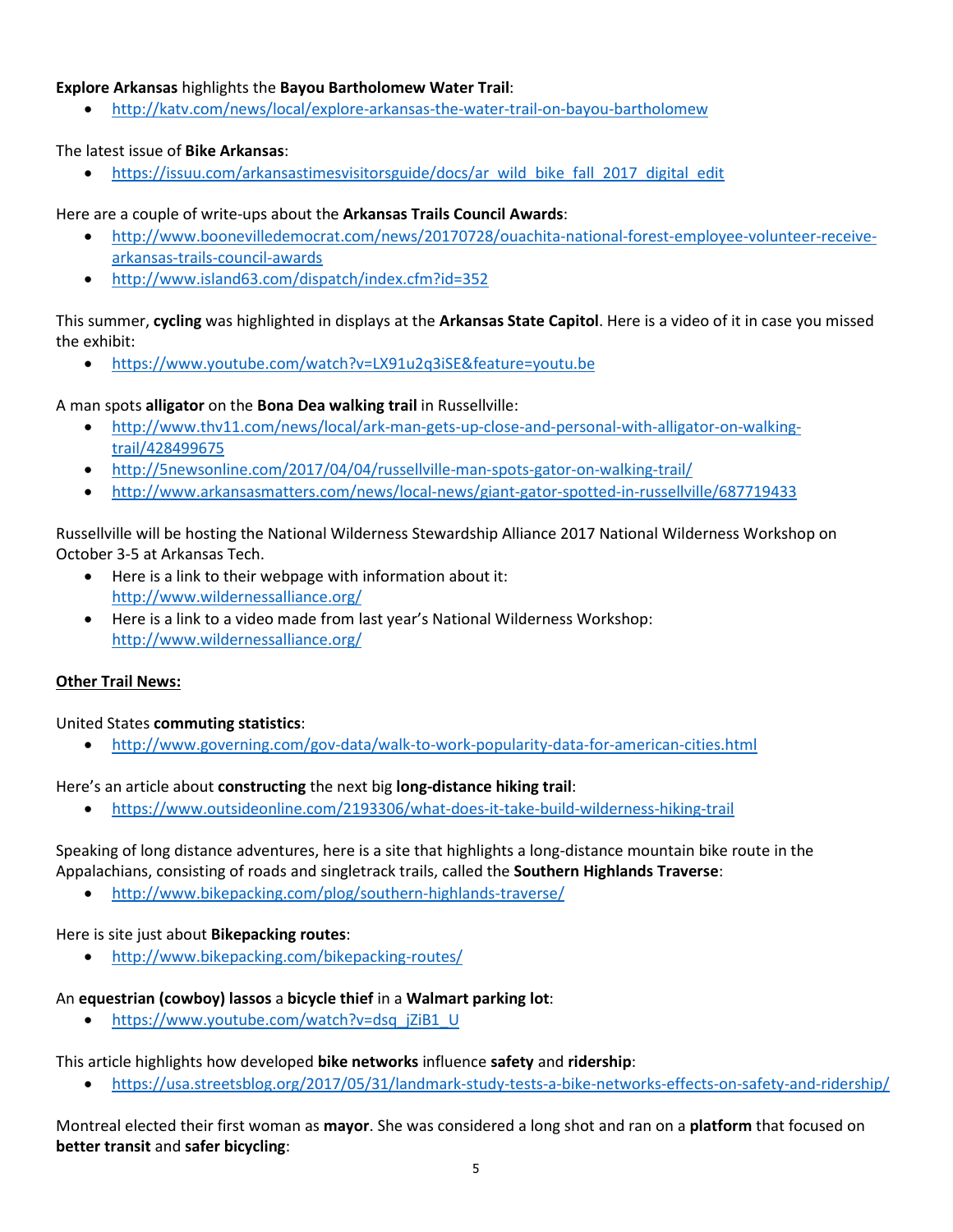**Explore Arkansas** highlights the **Bayou Bartholomew Water Trail**:

- http://katv.com/news/local/explore-arkansas-the-water-trail-on-bayou-bartholomew

The latest issue of **Bike Arkansas**:

- https://issuu.com/arkansastimesvisitorsguide/docs/ar_wild_bike_fall_2017_digital_edit

Here are a couple of write-ups about the **Arkansas Trails Council Awards**:

- http://www.boonevilledemocrat.com/news/20170728/ouachita-national-forest-employee-volunteer-receive-arkansas-trails-council-awards
- http://www.island63.com/dispatch/index.cfm?id=352

This summer, **cycling** was highlighted in displays at the **Arkansas State Capitol**. Here is a video of it in case you missed the exhibit:

- https://www.youtube.com/watch?v=LX91u2q3iSE&feature=youtu.be

A man spots **alligator** on the **Bona Dea walking trail** in Russellville:

- http://www.thv11.com/news/local/ark-man-gets-up-close-and-personal-with-alligator-on-walking-trail/428499675
- http://5newsonline.com/2017/04/04/russellville-man-spots-gator-on-walking-trail/
- http://www.arkansasmatters.com/news/local-news/giant-gator-spotted-in-russellville/687719433

Russellville will be hosting the National Wilderness Stewardship Alliance 2017 National Wilderness Workshop on October 3-5 at Arkansas Tech.

- Here is a link to their webpage with information about it: http://www.wildernessalliance.org/
- Here is a link to a video made from last year's National Wilderness Workshop: http://www.wildernessalliance.org/

**Other Trail News:**

United States **commuting statistics**:

- http://www.governing.com/gov-data/walk-to-work-popularity-data-for-american-cities.html

Here's an article about **constructing** the next big **long-distance hiking trail**:

- https://www.outsideonline.com/2193306/what-does-it-take-build-wilderness-hiking-trail

Speaking of long distance adventures, here is a site that highlights a long-distance mountain bike route in the Appalachians, consisting of roads and singletrack trails, called the **Southern Highlands Traverse**:

- http://www.bikepacking.com/plog/southern-highlands-traverse/

Here is site just about **Bikepacking routes**:

- http://www.bikepacking.com/bikepacking-routes/

An **equestrian (cowboy) lassos** a **bicycle thief** in a **Walmart parking lot**:

- https://www.youtube.com/watch?v=dsq_jZiB1_U

This article highlights how developed **bike networks** influence **safety** and **ridership**:

- https://usa.streetsblog.org/2017/05/31/landmark-study-tests-a-bike-networks-effects-on-safety-and-ridership/

Montreal elected their first woman as **mayor**. She was considered a long shot and ran on a **platform** that focused on **better transit** and **safer bicycling**: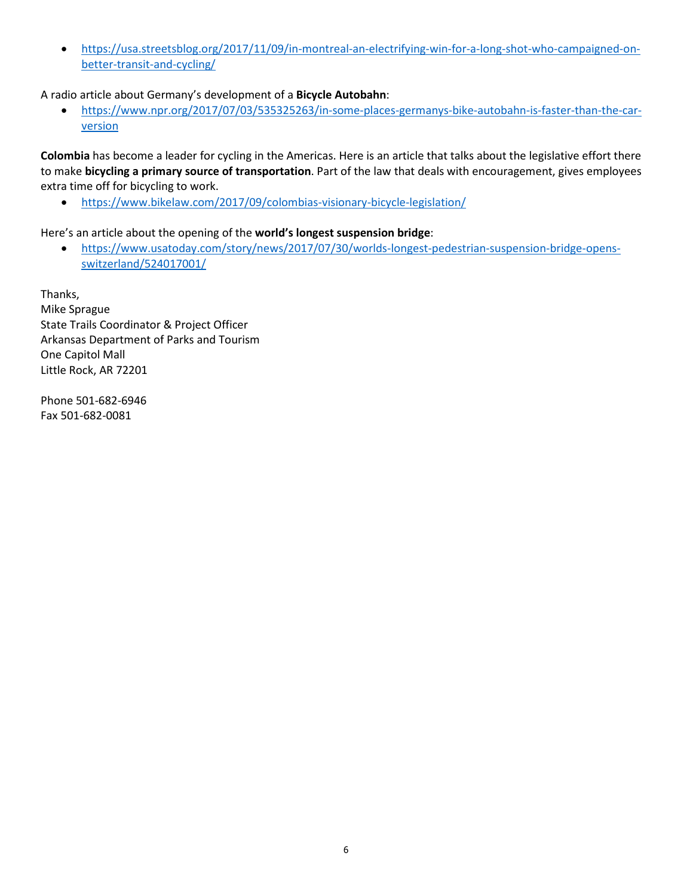- https://usa.streetsblog.org/2017/11/09/in-montreal-an-electrifying-win-for-a-long-shot-who-campaigned-on-better-transit-and-cycling/

A radio article about Germany's development of a **Bicycle Autobahn**:

- https://www.npr.org/2017/07/03/535325263/in-some-places-germanys-bike-autobahn-is-faster-than-the-car-version

**Colombia** has become a leader for cycling in the Americas. Here is an article that talks about the legislative effort there to make **bicycling a primary source of transportation**. Part of the law that deals with encouragement, gives employees extra time off for bicycling to work.

- https://www.bikelaw.com/2017/09/colombias-visionary-bicycle-legislation/

Here's an article about the opening of the **world's longest suspension bridge**:

- https://www.usatoday.com/story/news/2017/07/30/worlds-longest-pedestrian-suspension-bridge-opens-switzerland/524017001/

Thanks,
Mike Sprague
State Trails Coordinator & Project Officer
Arkansas Department of Parks and Tourism
One Capitol Mall
Little Rock, AR 72201

Phone 501-682-6946
Fax 501-682-0081